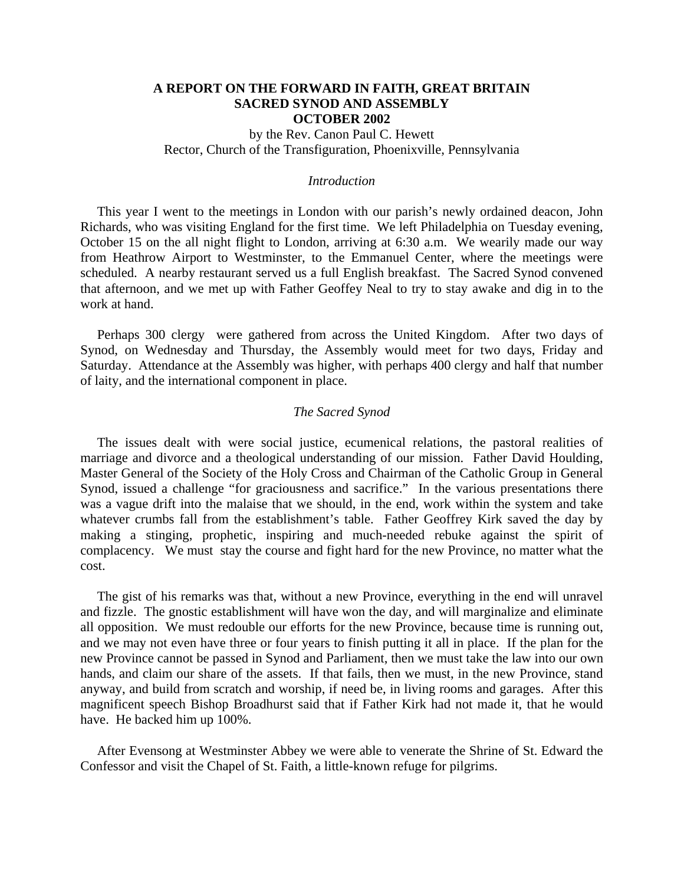# A REPORT ON THE FORWARD IN FAITH, GREAT BRITAIN SACRED SYNOD AND ASSEMBLY OCTOBER 2002

by the Rev. Canon Paul C. Hewett
Rector, Church of the Transfiguration, Phoenixville, Pennsylvania

### *Introduction*

This year I went to the meetings in London with our parish's newly ordained deacon, John Richards, who was visiting England for the first time. We left Philadelphia on Tuesday evening, October 15 on the all night flight to London, arriving at 6:30 a.m. We wearily made our way from Heathrow Airport to Westminster, to the Emmanuel Center, where the meetings were scheduled. A nearby restaurant served us a full English breakfast. The Sacred Synod convened that afternoon, and we met up with Father Geoffey Neal to try to stay awake and dig in to the work at hand.

Perhaps 300 clergy were gathered from across the United Kingdom. After two days of Synod, on Wednesday and Thursday, the Assembly would meet for two days, Friday and Saturday. Attendance at the Assembly was higher, with perhaps 400 clergy and half that number of laity, and the international component in place.

### *The Sacred Synod*

The issues dealt with were social justice, ecumenical relations, the pastoral realities of marriage and divorce and a theological understanding of our mission. Father David Houlding, Master General of the Society of the Holy Cross and Chairman of the Catholic Group in General Synod, issued a challenge "for graciousness and sacrifice." In the various presentations there was a vague drift into the malaise that we should, in the end, work within the system and take whatever crumbs fall from the establishment's table. Father Geoffrey Kirk saved the day by making a stinging, prophetic, inspiring and much-needed rebuke against the spirit of complacency. We must stay the course and fight hard for the new Province, no matter what the cost.

The gist of his remarks was that, without a new Province, everything in the end will unravel and fizzle. The gnostic establishment will have won the day, and will marginalize and eliminate all opposition. We must redouble our efforts for the new Province, because time is running out, and we may not even have three or four years to finish putting it all in place. If the plan for the new Province cannot be passed in Synod and Parliament, then we must take the law into our own hands, and claim our share of the assets. If that fails, then we must, in the new Province, stand anyway, and build from scratch and worship, if need be, in living rooms and garages. After this magnificent speech Bishop Broadhurst said that if Father Kirk had not made it, that he would have. He backed him up 100%.

After Evensong at Westminster Abbey we were able to venerate the Shrine of St. Edward the Confessor and visit the Chapel of St. Faith, a little-known refuge for pilgrims.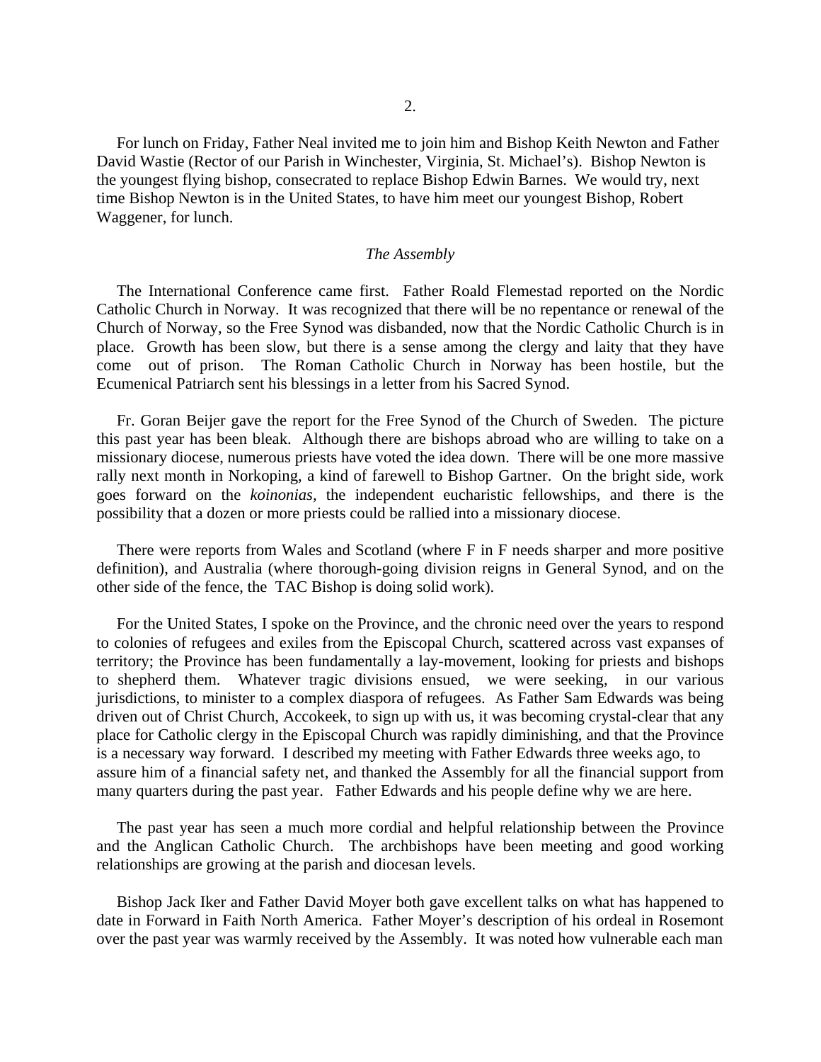For lunch on Friday, Father Neal invited me to join him and Bishop Keith Newton and Father David Wastie (Rector of our Parish in Winchester, Virginia, St. Michael's). Bishop Newton is the youngest flying bishop, consecrated to replace Bishop Edwin Barnes. We would try, next time Bishop Newton is in the United States, to have him meet our youngest Bishop, Robert Waggener, for lunch.

*The Assembly*

The International Conference came first. Father Roald Flemestad reported on the Nordic Catholic Church in Norway. It was recognized that there will be no repentance or renewal of the Church of Norway, so the Free Synod was disbanded, now that the Nordic Catholic Church is in place. Growth has been slow, but there is a sense among the clergy and laity that they have come out of prison. The Roman Catholic Church in Norway has been hostile, but the Ecumenical Patriarch sent his blessings in a letter from his Sacred Synod.

Fr. Goran Beijer gave the report for the Free Synod of the Church of Sweden. The picture this past year has been bleak. Although there are bishops abroad who are willing to take on a missionary diocese, numerous priests have voted the idea down. There will be one more massive rally next month in Norkoping, a kind of farewell to Bishop Gartner. On the bright side, work goes forward on the *koinonias*, the independent eucharistic fellowships, and there is the possibility that a dozen or more priests could be rallied into a missionary diocese.

There were reports from Wales and Scotland (where F in F needs sharper and more positive definition), and Australia (where thorough-going division reigns in General Synod, and on the other side of the fence, the TAC Bishop is doing solid work).

For the United States, I spoke on the Province, and the chronic need over the years to respond to colonies of refugees and exiles from the Episcopal Church, scattered across vast expanses of territory; the Province has been fundamentally a lay-movement, looking for priests and bishops to shepherd them. Whatever tragic divisions ensued, we were seeking, in our various jurisdictions, to minister to a complex diaspora of refugees. As Father Sam Edwards was being driven out of Christ Church, Accokeek, to sign up with us, it was becoming crystal-clear that any place for Catholic clergy in the Episcopal Church was rapidly diminishing, and that the Province is a necessary way forward. I described my meeting with Father Edwards three weeks ago, to assure him of a financial safety net, and thanked the Assembly for all the financial support from many quarters during the past year. Father Edwards and his people define why we are here.

The past year has seen a much more cordial and helpful relationship between the Province and the Anglican Catholic Church. The archbishops have been meeting and good working relationships are growing at the parish and diocesan levels.

Bishop Jack Iker and Father David Moyer both gave excellent talks on what has happened to date in Forward in Faith North America. Father Moyer's description of his ordeal in Rosemont over the past year was warmly received by the Assembly. It was noted how vulnerable each man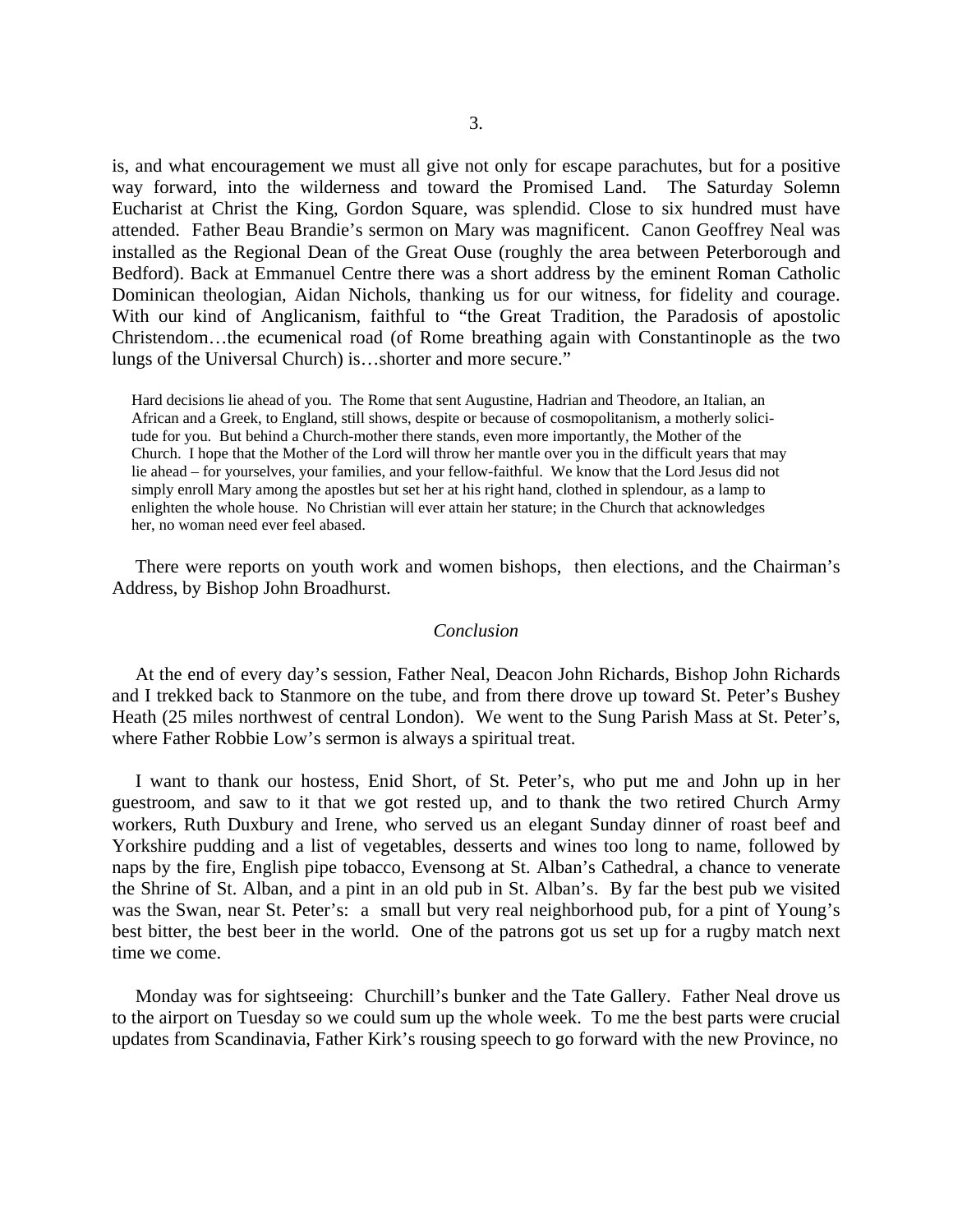is, and what encouragement we must all give not only for escape parachutes, but for a positive way forward, into the wilderness and toward the Promised Land. The Saturday Solemn Eucharist at Christ the King, Gordon Square, was splendid. Close to six hundred must have attended. Father Beau Brandie's sermon on Mary was magnificent. Canon Geoffrey Neal was installed as the Regional Dean of the Great Ouse (roughly the area between Peterborough and Bedford). Back at Emmanuel Centre there was a short address by the eminent Roman Catholic Dominican theologian, Aidan Nichols, thanking us for our witness, for fidelity and courage. With our kind of Anglicanism, faithful to "the Great Tradition, the Paradosis of apostolic Christendom…the ecumenical road (of Rome breathing again with Constantinople as the two lungs of the Universal Church) is…shorter and more secure."

> Hard decisions lie ahead of you. The Rome that sent Augustine, Hadrian and Theodore, an Italian, an African and a Greek, to England, still shows, despite or because of cosmopolitanism, a motherly solicitude for you. But behind a Church-mother there stands, even more importantly, the Mother of the Church. I hope that the Mother of the Lord will throw her mantle over you in the difficult years that may lie ahead – for yourselves, your families, and your fellow-faithful. We know that the Lord Jesus did not simply enroll Mary among the apostles but set her at his right hand, clothed in splendour, as a lamp to enlighten the whole house. No Christian will ever attain her stature; in the Church that acknowledges her, no woman need ever feel abased.

There were reports on youth work and women bishops, then elections, and the Chairman's Address, by Bishop John Broadhurst.

### *Conclusion*

At the end of every day's session, Father Neal, Deacon John Richards, Bishop John Richards and I trekked back to Stanmore on the tube, and from there drove up toward St. Peter's Bushey Heath (25 miles northwest of central London). We went to the Sung Parish Mass at St. Peter's, where Father Robbie Low's sermon is always a spiritual treat.

I want to thank our hostess, Enid Short, of St. Peter's, who put me and John up in her guestroom, and saw to it that we got rested up, and to thank the two retired Church Army workers, Ruth Duxbury and Irene, who served us an elegant Sunday dinner of roast beef and Yorkshire pudding and a list of vegetables, desserts and wines too long to name, followed by naps by the fire, English pipe tobacco, Evensong at St. Alban's Cathedral, a chance to venerate the Shrine of St. Alban, and a pint in an old pub in St. Alban's. By far the best pub we visited was the Swan, near St. Peter's: a small but very real neighborhood pub, for a pint of Young's best bitter, the best beer in the world. One of the patrons got us set up for a rugby match next time we come.

Monday was for sightseeing: Churchill's bunker and the Tate Gallery. Father Neal drove us to the airport on Tuesday so we could sum up the whole week. To me the best parts were crucial updates from Scandinavia, Father Kirk's rousing speech to go forward with the new Province, no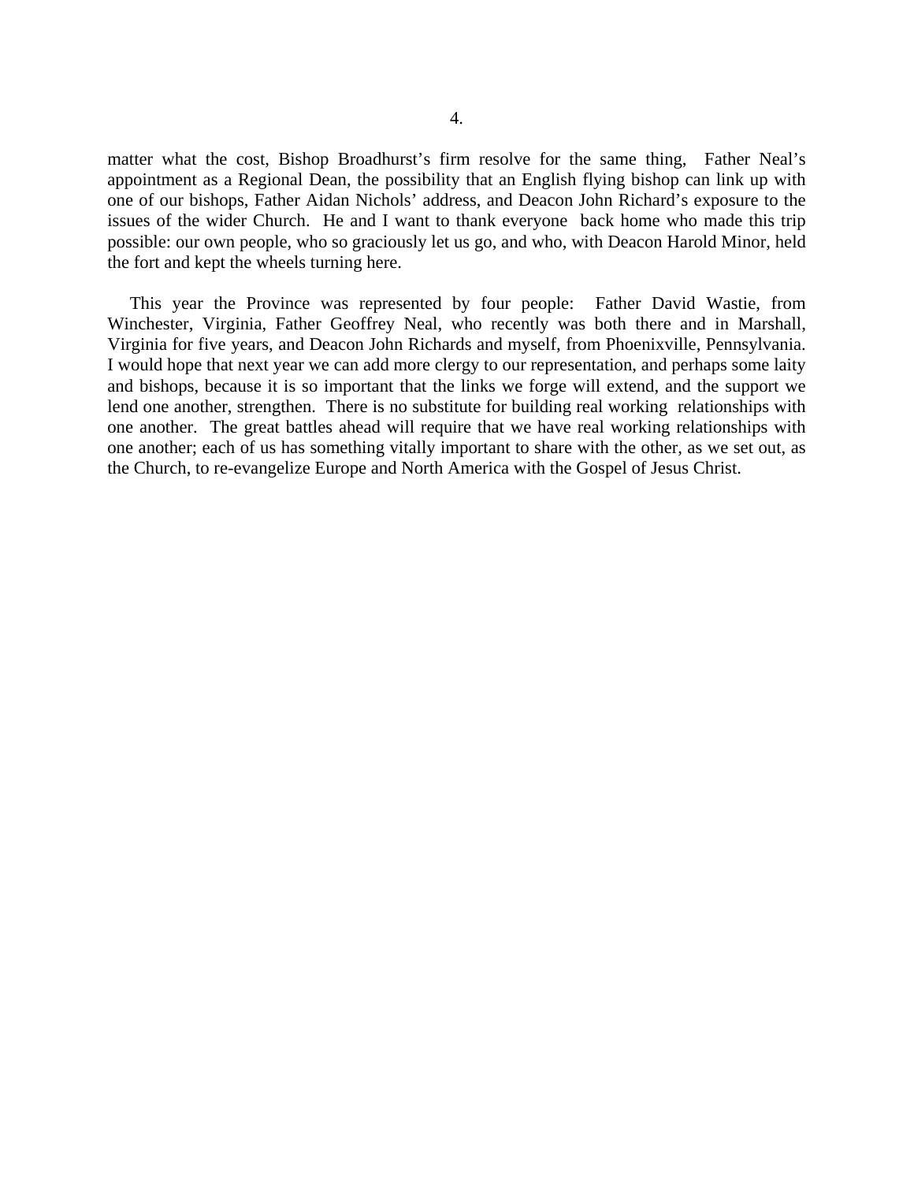matter what the cost, Bishop Broadhurst's firm resolve for the same thing, Father Neal's appointment as a Regional Dean, the possibility that an English flying bishop can link up with one of our bishops, Father Aidan Nichols' address, and Deacon John Richard's exposure to the issues of the wider Church. He and I want to thank everyone back home who made this trip possible: our own people, who so graciously let us go, and who, with Deacon Harold Minor, held the fort and kept the wheels turning here.

This year the Province was represented by four people: Father David Wastie, from Winchester, Virginia, Father Geoffrey Neal, who recently was both there and in Marshall, Virginia for five years, and Deacon John Richards and myself, from Phoenixville, Pennsylvania. I would hope that next year we can add more clergy to our representation, and perhaps some laity and bishops, because it is so important that the links we forge will extend, and the support we lend one another, strengthen. There is no substitute for building real working relationships with one another. The great battles ahead will require that we have real working relationships with one another; each of us has something vitally important to share with the other, as we set out, as the Church, to re-evangelize Europe and North America with the Gospel of Jesus Christ.